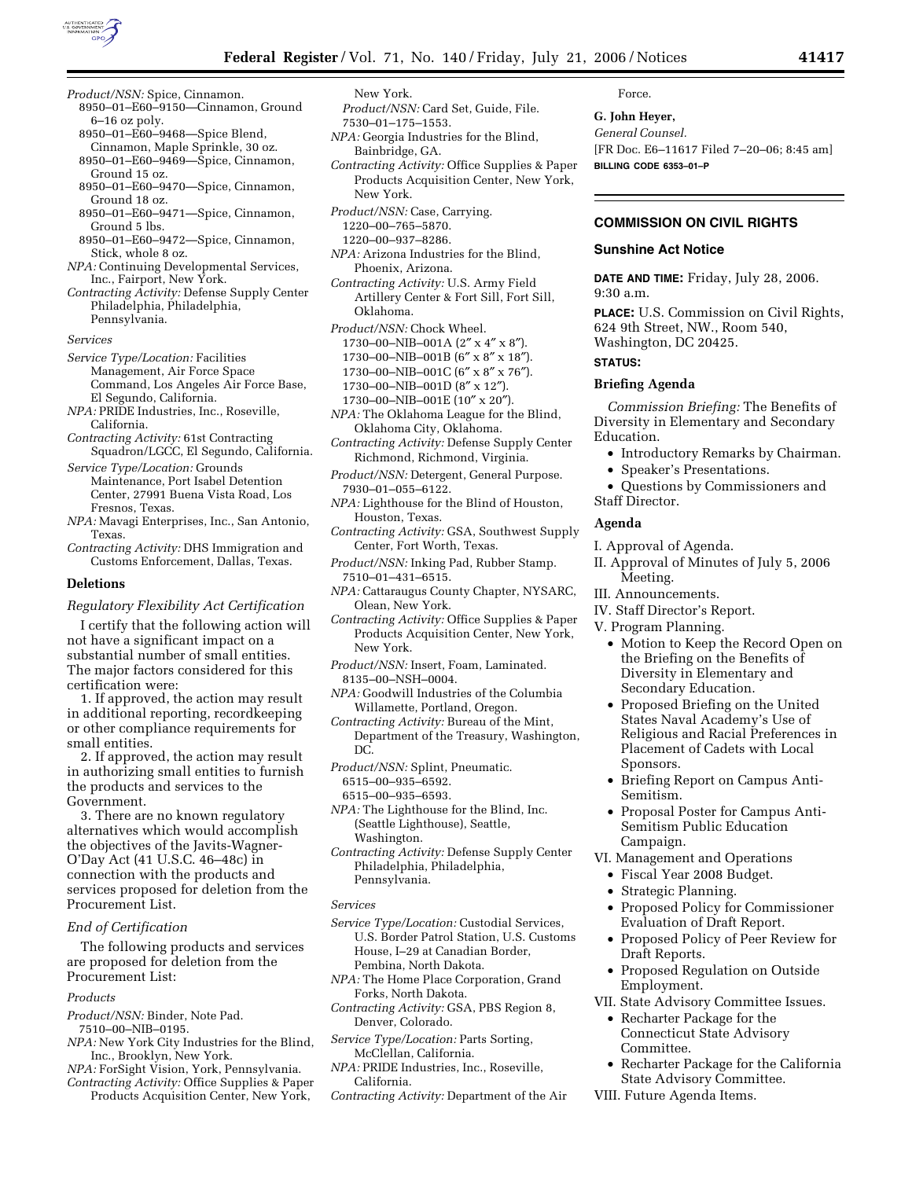*Product/NSN:* Spice, Cinnamon.
8950–01–E60–9150—Cinnamon, Ground 6–16 oz poly.
8950–01–E60–9468—Spice Blend, Cinnamon, Maple Sprinkle, 30 oz.
8950–01–E60–9469—Spice, Cinnamon, Ground 15 oz.
8950–01–E60–9470—Spice, Cinnamon, Ground 18 oz.
8950–01–E60–9471—Spice, Cinnamon, Ground 5 lbs.
8950–01–E60–9472—Spice, Cinnamon, Stick, whole 8 oz.

*NPA:* Continuing Developmental Services, Inc., Fairport, New York.
*Contracting Activity:* Defense Supply Center Philadelphia, Philadelphia, Pennsylvania.

*Services*

*Service Type/Location:* Facilities Management, Air Force Space Command, Los Angeles Air Force Base, El Segundo, California.
*NPA:* PRIDE Industries, Inc., Roseville, California.
*Contracting Activity:* 61st Contracting Squadron/LGCC, El Segundo, California.

*Service Type/Location:* Grounds Maintenance, Port Isabel Detention Center, 27991 Buena Vista Road, Los Fresnos, Texas.
*NPA:* Mavagi Enterprises, Inc., San Antonio, Texas.
*Contracting Activity:* DHS Immigration and Customs Enforcement, Dallas, Texas.

## Deletions

*Regulatory Flexibility Act Certification*

I certify that the following action will not have a significant impact on a substantial number of small entities. The major factors considered for this certification were:

1. If approved, the action may result in additional reporting, recordkeeping or other compliance requirements for small entities.

2. If approved, the action may result in authorizing small entities to furnish the products and services to the Government.

3. There are no known regulatory alternatives which would accomplish the objectives of the Javits-Wagner-O'Day Act (41 U.S.C. 46–48c) in connection with the products and services proposed for deletion from the Procurement List.

*End of Certification*

The following products and services are proposed for deletion from the Procurement List:

*Products*

*Product/NSN:* Binder, Note Pad.
7510–00–NIB–0195.
*NPA:* New York City Industries for the Blind, Inc., Brooklyn, New York.
*NPA:* ForSight Vision, York, Pennsylvania.
*Contracting Activity:* Office Supplies & Paper Products Acquisition Center, New York, New York.

*Product/NSN:* Card Set, Guide, File.
7530–01–175–1553.
*NPA:* Georgia Industries for the Blind, Bainbridge, GA.
*Contracting Activity:* Office Supplies & Paper Products Acquisition Center, New York, New York.

*Product/NSN:* Case, Carrying.
1220–00–765–5870.
1220–00–937–8286.
*NPA:* Arizona Industries for the Blind, Phoenix, Arizona.
*Contracting Activity:* U.S. Army Field Artillery Center & Fort Sill, Fort Sill, Oklahoma.

*Product/NSN:* Chock Wheel.
1730–00–NIB–001A (2″ x 4″ x 8″).
1730–00–NIB–001B (6″ x 8″ x 18″).
1730–00–NIB–001C (6″ x 8″ x 76″).
1730–00–NIB–001D (8″ x 12″).
1730–00–NIB–001E (10″ x 20″).
*NPA:* The Oklahoma League for the Blind, Oklahoma City, Oklahoma.
*Contracting Activity:* Defense Supply Center Richmond, Richmond, Virginia.

*Product/NSN:* Detergent, General Purpose.
7930–01–055–6122.
*NPA:* Lighthouse for the Blind of Houston, Houston, Texas.
*Contracting Activity:* GSA, Southwest Supply Center, Fort Worth, Texas.

*Product/NSN:* Inking Pad, Rubber Stamp.
7510–01–431–6515.
*NPA:* Cattaraugus County Chapter, NYSARC, Olean, New York.
*Contracting Activity:* Office Supplies & Paper Products Acquisition Center, New York, New York.

*Product/NSN:* Insert, Foam, Laminated.
8135–00–NSH–0004.
*NPA:* Goodwill Industries of the Columbia Willamette, Portland, Oregon.
*Contracting Activity:* Bureau of the Mint, Department of the Treasury, Washington, DC.

*Product/NSN:* Splint, Pneumatic.
6515–00–935–6592.
6515–00–935–6593.
*NPA:* The Lighthouse for the Blind, Inc. (Seattle Lighthouse), Seattle, Washington.
*Contracting Activity:* Defense Supply Center Philadelphia, Philadelphia, Pennsylvania.

*Services*

*Service Type/Location:* Custodial Services, U.S. Border Patrol Station, U.S. Customs House, I–29 at Canadian Border, Pembina, North Dakota.
*NPA:* The Home Place Corporation, Grand Forks, North Dakota.
*Contracting Activity:* GSA, PBS Region 8, Denver, Colorado.

*Service Type/Location:* Parts Sorting, McClellan, California.
*NPA:* PRIDE Industries, Inc., Roseville, California.
*Contracting Activity:* Department of the Air Force.

**G. John Heyer,**
*General Counsel.*
[FR Doc. E6–11617 Filed 7–20–06; 8:45 am]
**BILLING CODE 6353–01–P**

## COMMISSION ON CIVIL RIGHTS

### Sunshine Act Notice

**DATE AND TIME:** Friday, July 28, 2006. 9:30 a.m.

**PLACE:** U.S. Commission on Civil Rights, 624 9th Street, NW., Room 540, Washington, DC 20425.

**STATUS:**

### Briefing Agenda

*Commission Briefing:* The Benefits of Diversity in Elementary and Secondary Education.

- Introductory Remarks by Chairman.
- Speaker's Presentations.
- Questions by Commissioners and Staff Director.

### Agenda

I. Approval of Agenda.
II. Approval of Minutes of July 5, 2006 Meeting.
III. Announcements.
IV. Staff Director's Report.
V. Program Planning.
- Motion to Keep the Record Open on the Briefing on the Benefits of Diversity in Elementary and Secondary Education.
- Proposed Briefing on the United States Naval Academy's Use of Religious and Racial Preferences in Placement of Cadets with Local Sponsors.
- Briefing Report on Campus Anti-Semitism.
- Proposal Poster for Campus Anti-Semitism Public Education Campaign.

VI. Management and Operations
- Fiscal Year 2008 Budget.
- Strategic Planning.
- Proposed Policy for Commissioner Evaluation of Draft Report.
- Proposed Policy of Peer Review for Draft Reports.
- Proposed Regulation on Outside Employment.

VII. State Advisory Committee Issues.
- Recharter Package for the Connecticut State Advisory Committee.
- Recharter Package for the California State Advisory Committee.

VIII. Future Agenda Items.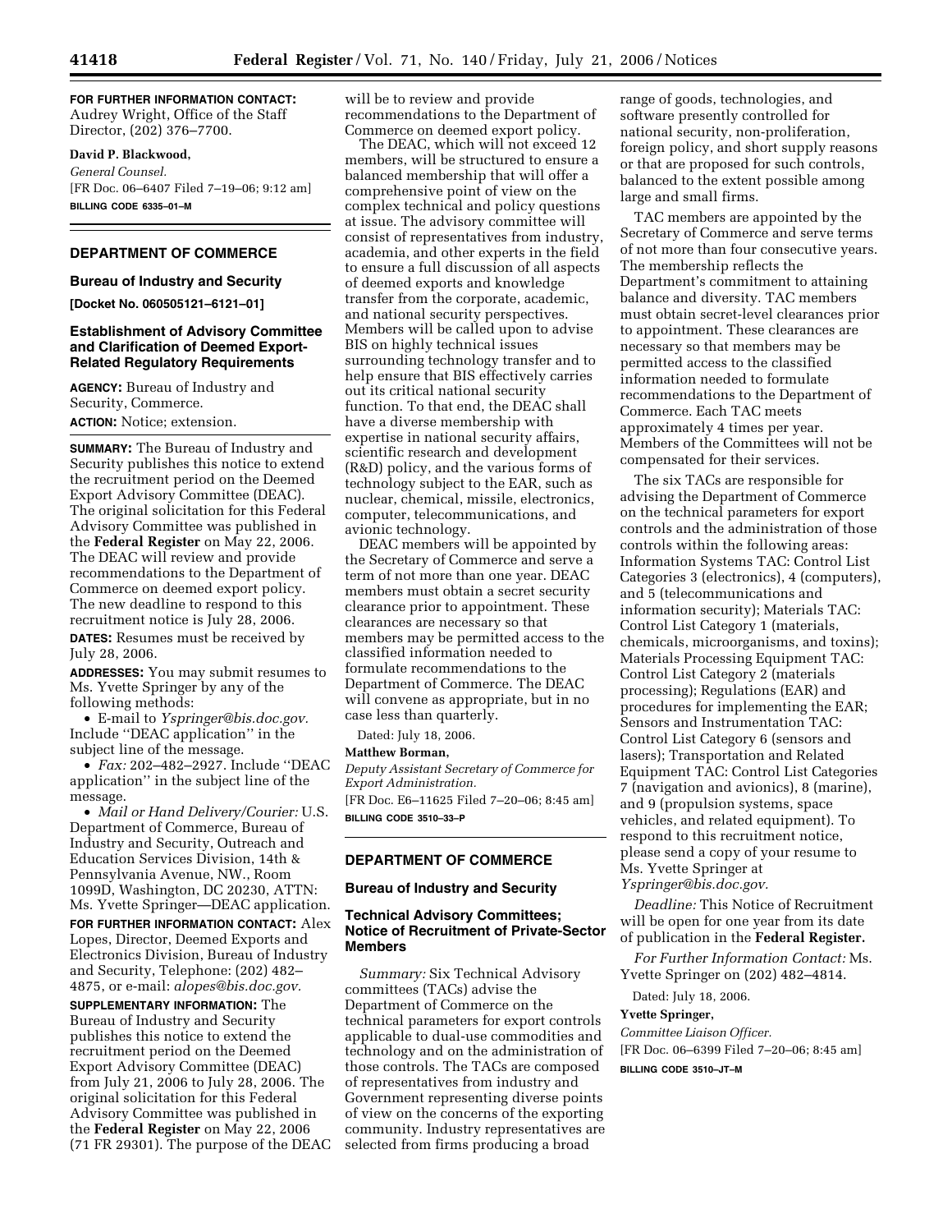**FOR FURTHER INFORMATION CONTACT:** Audrey Wright, Office of the Staff Director, (202) 376–7700.

**David P. Blackwood,**

*General Counsel.*

[FR Doc. 06–6407 Filed 7–19–06; 9:12 am]

**BILLING CODE 6335–01–M**

## DEPARTMENT OF COMMERCE

### Bureau of Industry and Security

**[Docket No. 060505121–6121–01]**

### Establishment of Advisory Committee and Clarification of Deemed Export-Related Regulatory Requirements

**AGENCY:** Bureau of Industry and Security, Commerce.

**ACTION:** Notice; extension.

**SUMMARY:** The Bureau of Industry and Security publishes this notice to extend the recruitment period on the Deemed Export Advisory Committee (DEAC). The original solicitation for this Federal Advisory Committee was published in the **Federal Register** on May 22, 2006. The DEAC will review and provide recommendations to the Department of Commerce on deemed export policy. The new deadline to respond to this recruitment notice is July 28, 2006.

**DATES:** Resumes must be received by July 28, 2006.

**ADDRESSES:** You may submit resumes to Ms. Yvette Springer by any of the following methods:

- E-mail to *Yspringer@bis.doc.gov.* Include ''DEAC application'' in the subject line of the message.
- *Fax:* 202–482–2927. Include ''DEAC application'' in the subject line of the message.
- *Mail or Hand Delivery/Courier:* U.S. Department of Commerce, Bureau of Industry and Security, Outreach and Education Services Division, 14th & Pennsylvania Avenue, NW., Room 1099D, Washington, DC 20230, ATTN: Ms. Yvette Springer—DEAC application.

**FOR FURTHER INFORMATION CONTACT:** Alex Lopes, Director, Deemed Exports and Electronics Division, Bureau of Industry and Security, Telephone: (202) 482–4875, or e-mail: *alopes@bis.doc.gov.*

**SUPPLEMENTARY INFORMATION:** The Bureau of Industry and Security publishes this notice to extend the recruitment period on the Deemed Export Advisory Committee (DEAC) from July 21, 2006 to July 28, 2006. The original solicitation for this Federal Advisory Committee was published in the **Federal Register** on May 22, 2006 (71 FR 29301). The purpose of the DEAC will be to review and provide recommendations to the Department of Commerce on deemed export policy.

The DEAC, which will not exceed 12 members, will be structured to ensure a balanced membership that will offer a comprehensive point of view on the complex technical and policy questions at issue. The advisory committee will consist of representatives from industry, academia, and other experts in the field to ensure a full discussion of all aspects of deemed exports and knowledge transfer from the corporate, academic, and national security perspectives. Members will be called upon to advise BIS on highly technical issues surrounding technology transfer and to help ensure that BIS effectively carries out its critical national security function. To that end, the DEAC shall have a diverse membership with expertise in national security affairs, scientific research and development (R&D) policy, and the various forms of technology subject to the EAR, such as nuclear, chemical, missile, electronics, computer, telecommunications, and avionic technology.

DEAC members will be appointed by the Secretary of Commerce and serve a term of not more than one year. DEAC members must obtain a secret security clearance prior to appointment. These clearances are necessary so that members may be permitted access to the classified information needed to formulate recommendations to the Department of Commerce. The DEAC will convene as appropriate, but in no case less than quarterly.

Dated: July 18, 2006.

**Matthew Borman,**

*Deputy Assistant Secretary of Commerce for Export Administration.*

[FR Doc. E6–11625 Filed 7–20–06; 8:45 am]

**BILLING CODE 3510–33–P**

## DEPARTMENT OF COMMERCE

### Bureau of Industry and Security

### Technical Advisory Committees; Notice of Recruitment of Private-Sector Members

*Summary:* Six Technical Advisory committees (TACs) advise the Department of Commerce on the technical parameters for export controls applicable to dual-use commodities and technology and on the administration of those controls. The TACs are composed of representatives from industry and Government representing diverse points of view on the concerns of the exporting community. Industry representatives are selected from firms producing a broad range of goods, technologies, and software presently controlled for national security, non-proliferation, foreign policy, and short supply reasons or that are proposed for such controls, balanced to the extent possible among large and small firms.

TAC members are appointed by the Secretary of Commerce and serve terms of not more than four consecutive years. The membership reflects the Department's commitment to attaining balance and diversity. TAC members must obtain secret-level clearances prior to appointment. These clearances are necessary so that members may be permitted access to the classified information needed to formulate recommendations to the Department of Commerce. Each TAC meets approximately 4 times per year. Members of the Committees will not be compensated for their services.

The six TACs are responsible for advising the Department of Commerce on the technical parameters for export controls and the administration of those controls within the following areas: Information Systems TAC: Control List Categories 3 (electronics), 4 (computers), and 5 (telecommunications and information security); Materials TAC: Control List Category 1 (materials, chemicals, microorganisms, and toxins); Materials Processing Equipment TAC: Control List Category 2 (materials processing); Regulations (EAR) and procedures for implementing the EAR; Sensors and Instrumentation TAC: Control List Category 6 (sensors and lasers); Transportation and Related Equipment TAC: Control List Categories 7 (navigation and avionics), 8 (marine), and 9 (propulsion systems, space vehicles, and related equipment). To respond to this recruitment notice, please send a copy of your resume to Ms. Yvette Springer at *Yspringer@bis.doc.gov.*

*Deadline:* This Notice of Recruitment will be open for one year from its date of publication in the **Federal Register.**

*For Further Information Contact:* Ms. Yvette Springer on (202) 482–4814.

Dated: July 18, 2006.

**Yvette Springer,**

*Committee Liaison Officer.*

[FR Doc. 06–6399 Filed 7–20–06; 8:45 am]

**BILLING CODE 3510–JT–M**